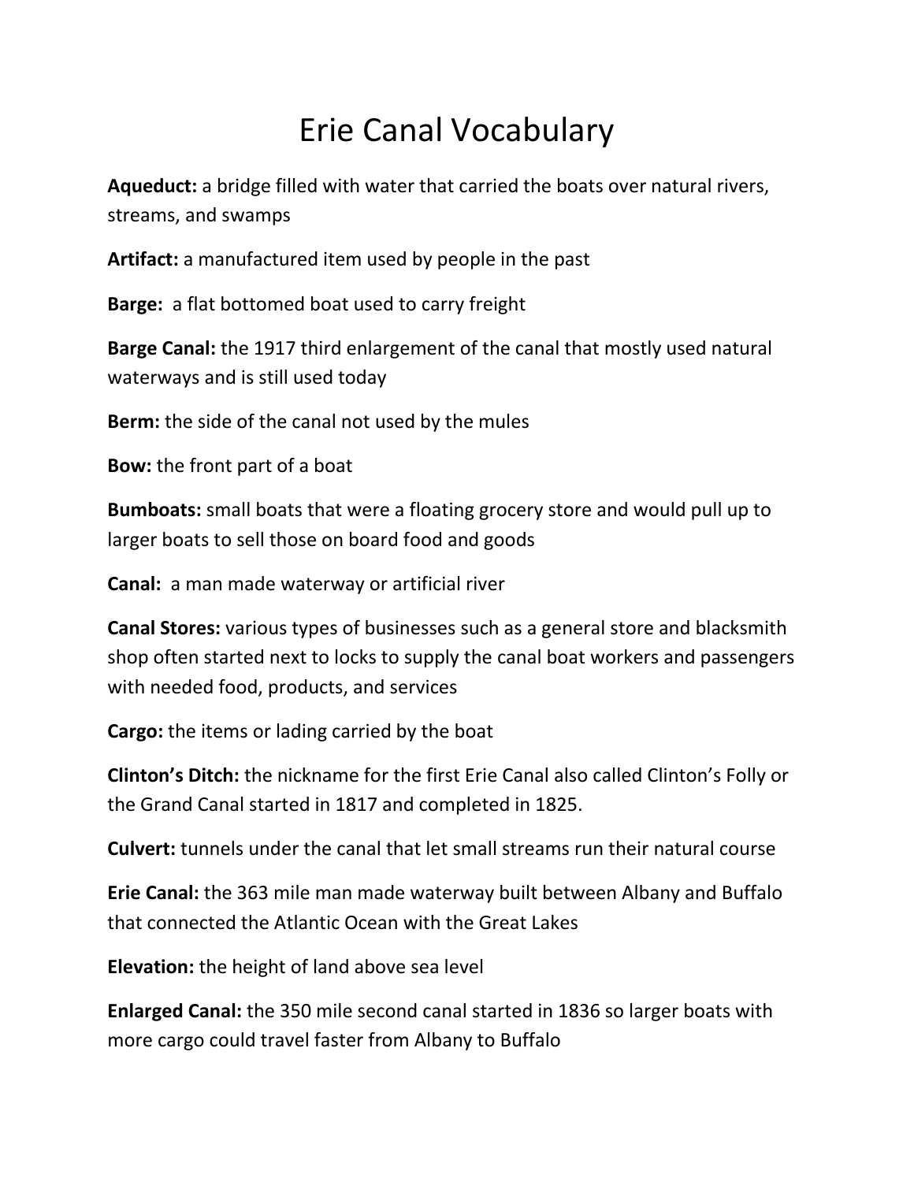# Erie Canal Vocabulary

**Aqueduct:** a bridge filled with water that carried the boats over natural rivers, streams, and swamps

**Artifact:** a manufactured item used by people in the past

**Barge:** a flat bottomed boat used to carry freight

**Barge Canal:** the 1917 third enlargement of the canal that mostly used natural waterways and is still used today

**Berm:** the side of the canal not used by the mules

**Bow:** the front part of a boat

**Bumboats:** small boats that were a floating grocery store and would pull up to larger boats to sell those on board food and goods

**Canal:** a man made waterway or artificial river

**Canal Stores:** various types of businesses such as a general store and blacksmith shop often started next to locks to supply the canal boat workers and passengers with needed food, products, and services

**Cargo:** the items or lading carried by the boat

**Clinton's Ditch:** the nickname for the first Erie Canal also called Clinton's Folly or the Grand Canal started in 1817 and completed in 1825.

**Culvert:** tunnels under the canal that let small streams run their natural course

**Erie Canal:** the 363 mile man made waterway built between Albany and Buffalo that connected the Atlantic Ocean with the Great Lakes

**Elevation:** the height of land above sea level

**Enlarged Canal:** the 350 mile second canal started in 1836 so larger boats with more cargo could travel faster from Albany to Buffalo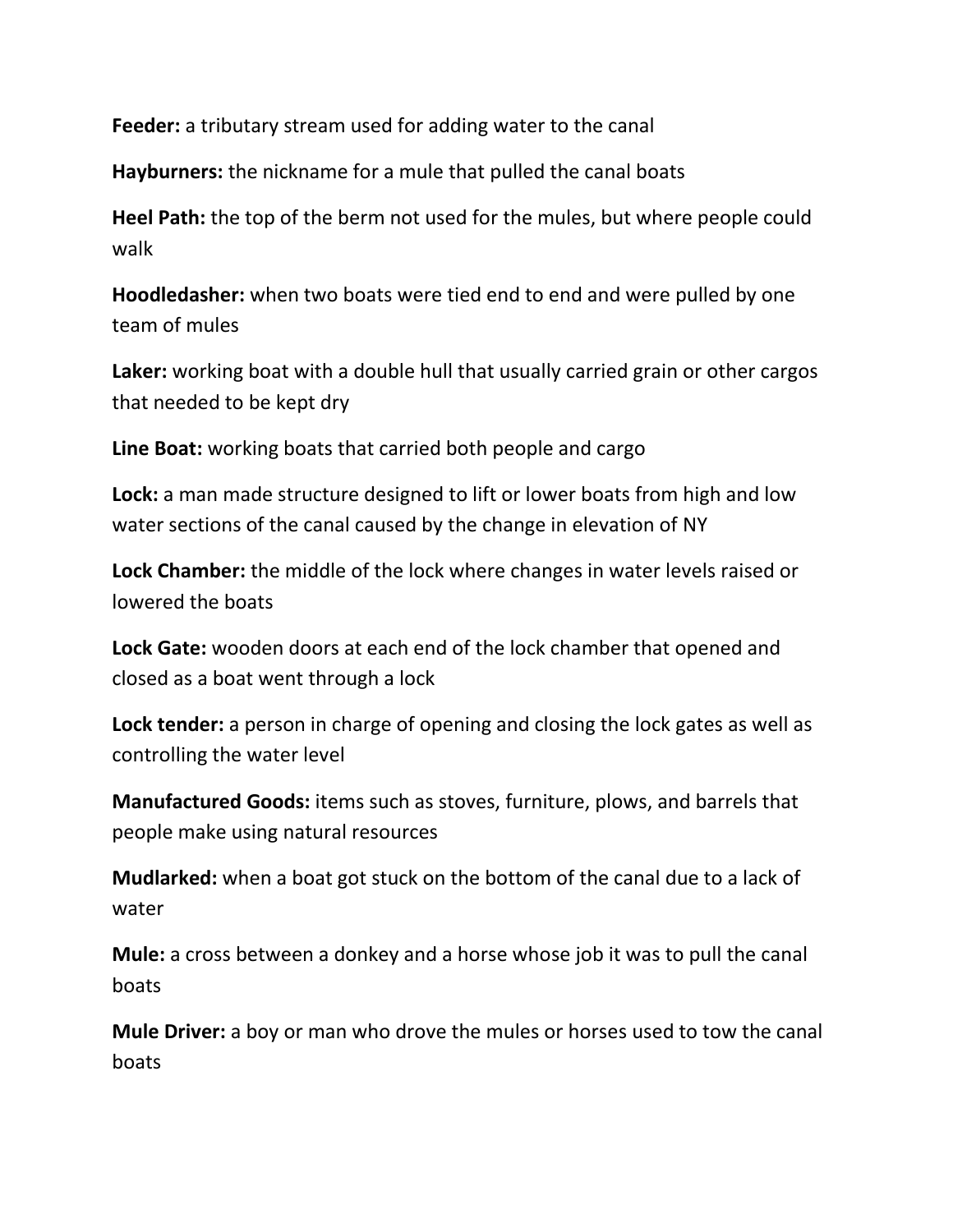**Feeder:** a tributary stream used for adding water to the canal

**Hayburners:** the nickname for a mule that pulled the canal boats

**Heel Path:** the top of the berm not used for the mules, but where people could walk

**Hoodledasher:** when two boats were tied end to end and were pulled by one team of mules

**Laker:** working boat with a double hull that usually carried grain or other cargos that needed to be kept dry

**Line Boat:** working boats that carried both people and cargo

**Lock:** a man made structure designed to lift or lower boats from high and low water sections of the canal caused by the change in elevation of NY

**Lock Chamber:** the middle of the lock where changes in water levels raised or lowered the boats

**Lock Gate:** wooden doors at each end of the lock chamber that opened and closed as a boat went through a lock

**Lock tender:** a person in charge of opening and closing the lock gates as well as controlling the water level

**Manufactured Goods:** items such as stoves, furniture, plows, and barrels that people make using natural resources

**Mudlarked:** when a boat got stuck on the bottom of the canal due to a lack of water

**Mule:** a cross between a donkey and a horse whose job it was to pull the canal boats

**Mule Driver:** a boy or man who drove the mules or horses used to tow the canal boats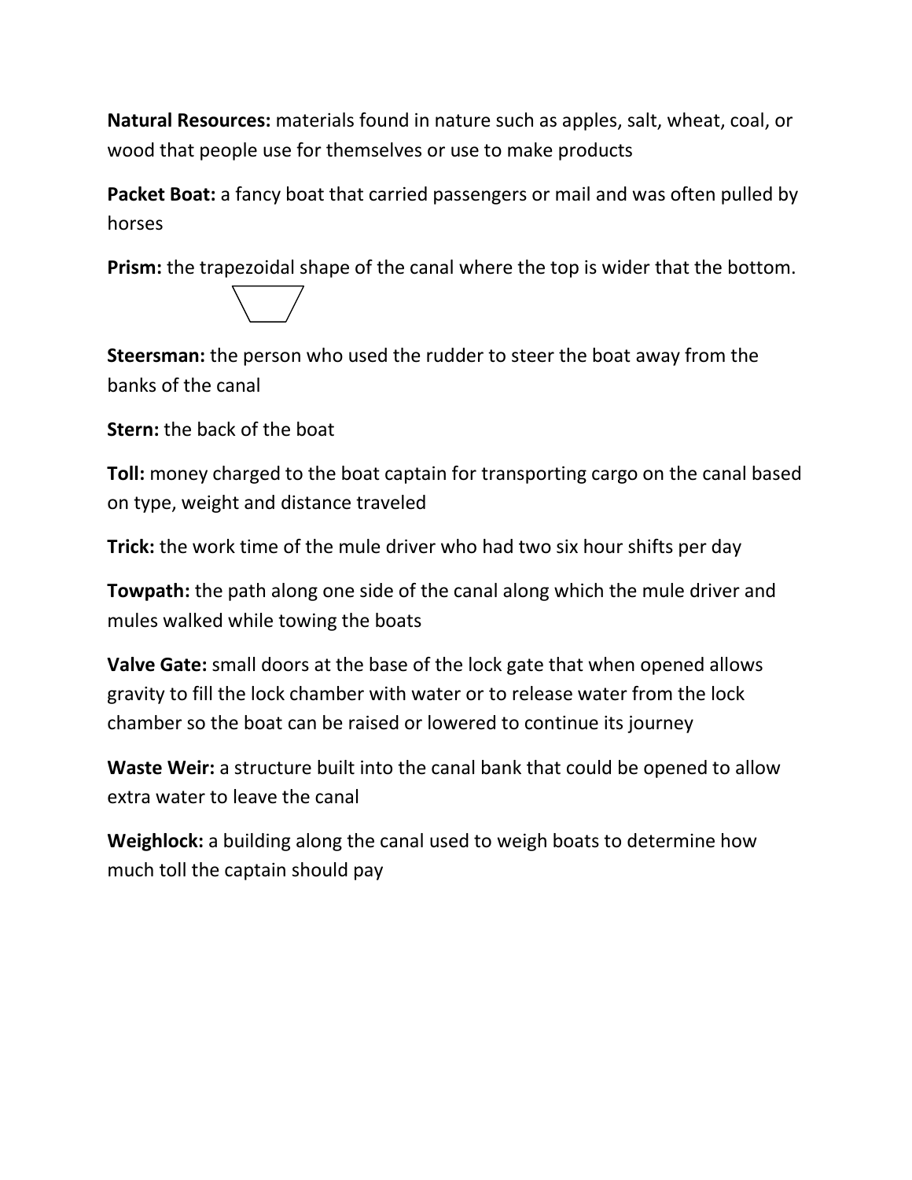**Natural Resources:** materials found in nature such as apples, salt, wheat, coal, or wood that people use for themselves or use to make products

**Packet Boat:** a fancy boat that carried passengers or mail and was often pulled by horses

**Prism:** the trapezoidal shape of the canal where the top is wider that the bottom.

**Steersman:** the person who used the rudder to steer the boat away from the banks of the canal

**Stern:** the back of the boat

**Toll:** money charged to the boat captain for transporting cargo on the canal based on type, weight and distance traveled

**Trick:** the work time of the mule driver who had two six hour shifts per day

**Towpath:** the path along one side of the canal along which the mule driver and mules walked while towing the boats

**Valve Gate:** small doors at the base of the lock gate that when opened allows gravity to fill the lock chamber with water or to release water from the lock chamber so the boat can be raised or lowered to continue its journey

**Waste Weir:** a structure built into the canal bank that could be opened to allow extra water to leave the canal

**Weighlock:** a building along the canal used to weigh boats to determine how much toll the captain should pay